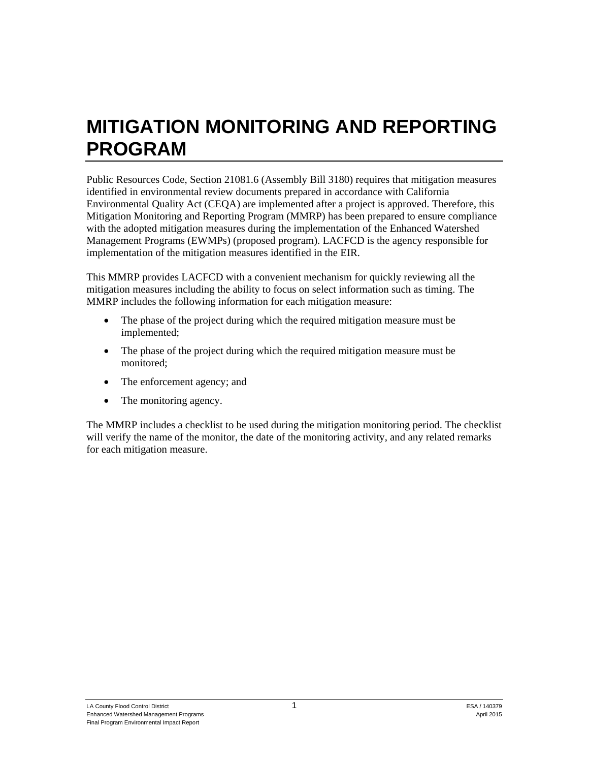# MITIGATION MONITORING AND REPORTING PROGRAM

Public Resources Code, Section 21081.6 (Assembly Bill 3180) requires that mitigation measures identified in environmental review documents prepared in accordance with California Environmental Quality Act (CEQA) are implemented after a project is approved. Therefore, this Mitigation Monitoring and Reporting Program (MMRP) has been prepared to ensure compliance with the adopted mitigation measures during the implementation of the Enhanced Watershed Management Programs (EWMPs) (proposed program). LACFCD is the agency responsible for implementation of the mitigation measures identified in the EIR.

This MMRP provides LACFCD with a convenient mechanism for quickly reviewing all the mitigation measures including the ability to focus on select information such as timing. The MMRP includes the following information for each mitigation measure:

- The phase of the project during which the required mitigation measure must be implemented;
- The phase of the project during which the required mitigation measure must be monitored;
- The enforcement agency; and
- The monitoring agency.

The MMRP includes a checklist to be used during the mitigation monitoring period. The checklist will verify the name of the monitor, the date of the monitoring activity, and any related remarks for each mitigation measure.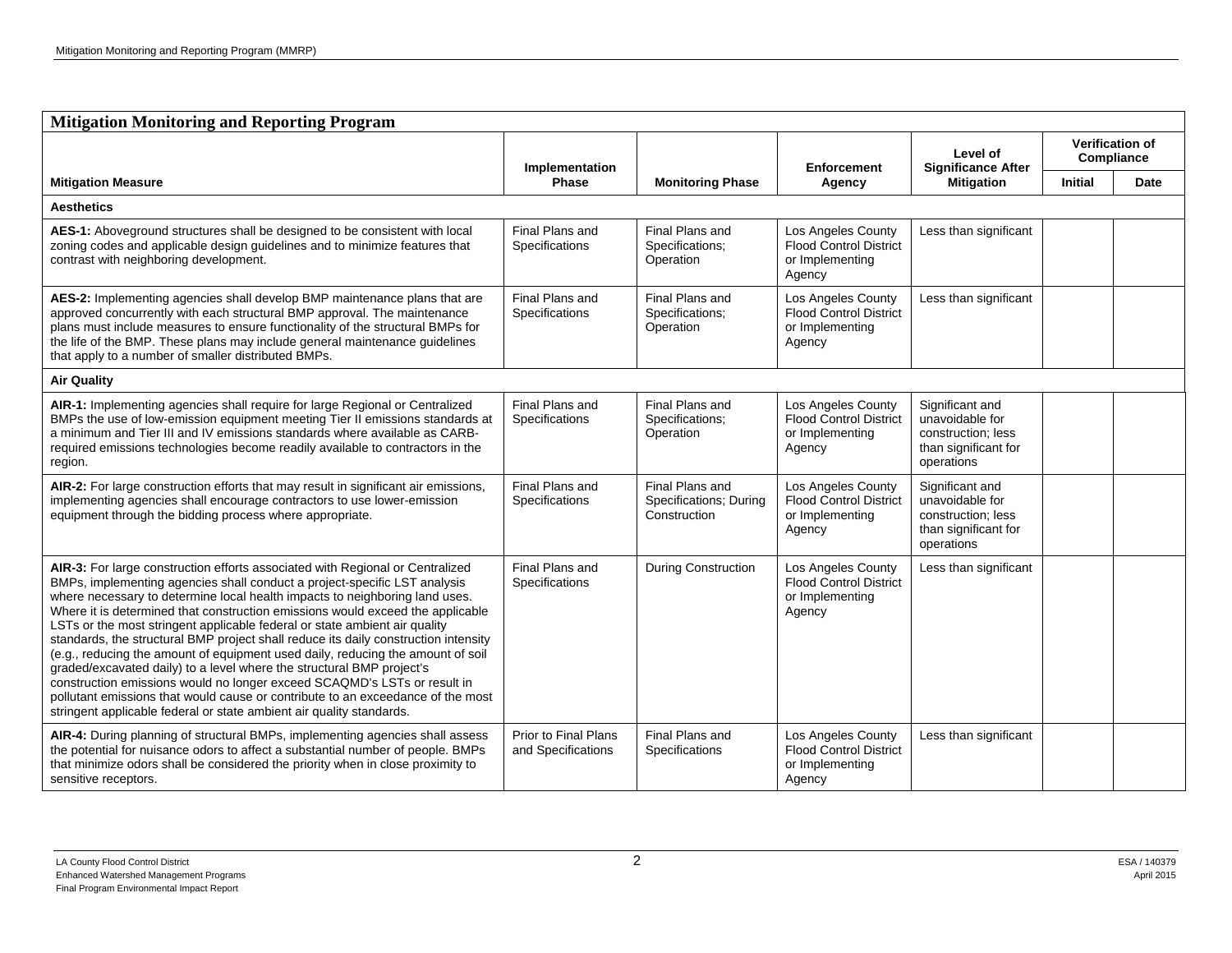**Mitigation Monitoring and Reporting Program**

| Mitigation Measure | Implementation Phase | Monitoring Phase | Enforcement Agency | Level of Significance After Mitigation | Verification of Compliance | |
|---|---|---|---|---|---|---|
| | | | | | Initial | Date |
| **Aesthetics** | | | | | | |
| **AES-1:** Aboveground structures shall be designed to be consistent with local zoning codes and applicable design guidelines and to minimize features that contrast with neighboring development. | Final Plans and Specifications | Final Plans and Specifications; Operation | Los Angeles County Flood Control District or Implementing Agency | Less than significant | | |
| **AES-2:** Implementing agencies shall develop BMP maintenance plans that are approved concurrently with each structural BMP approval. The maintenance plans must include measures to ensure functionality of the structural BMPs for the life of the BMP. These plans may include general maintenance guidelines that apply to a number of smaller distributed BMPs. | Final Plans and Specifications | Final Plans and Specifications; Operation | Los Angeles County Flood Control District or Implementing Agency | Less than significant | | |
| **Air Quality** | | | | | | |
| **AIR-1:** Implementing agencies shall require for large Regional or Centralized BMPs the use of low-emission equipment meeting Tier II emissions standards at a minimum and Tier III and IV emissions standards where available as CARB-required emissions technologies become readily available to contractors in the region. | Final Plans and Specifications | Final Plans and Specifications; Operation | Los Angeles County Flood Control District or Implementing Agency | Significant and unavoidable for construction; less than significant for operations | | |
| **AIR-2:** For large construction efforts that may result in significant air emissions, implementing agencies shall encourage contractors to use lower-emission equipment through the bidding process where appropriate. | Final Plans and Specifications | Final Plans and Specifications; During Construction | Los Angeles County Flood Control District or Implementing Agency | Significant and unavoidable for construction; less than significant for operations | | |
| **AIR-3:** For large construction efforts associated with Regional or Centralized BMPs, implementing agencies shall conduct a project-specific LST analysis where necessary to determine local health impacts to neighboring land uses. Where it is determined that construction emissions would exceed the applicable LSTs or the most stringent applicable federal or state ambient air quality standards, the structural BMP project shall reduce its daily construction intensity (e.g., reducing the amount of equipment used daily, reducing the amount of soil graded/excavated daily) to a level where the structural BMP project's construction emissions would no longer exceed SCAQMD's LSTs or result in pollutant emissions that would cause or contribute to an exceedance of the most stringent applicable federal or state ambient air quality standards. | Final Plans and Specifications | During Construction | Los Angeles County Flood Control District or Implementing Agency | Less than significant | | |
| **AIR-4:** During planning of structural BMPs, implementing agencies shall assess the potential for nuisance odors to affect a substantial number of people. BMPs that minimize odors shall be considered the priority when in close proximity to sensitive receptors. | Prior to Final Plans and Specifications | Final Plans and Specifications | Los Angeles County Flood Control District or Implementing Agency | Less than significant | | |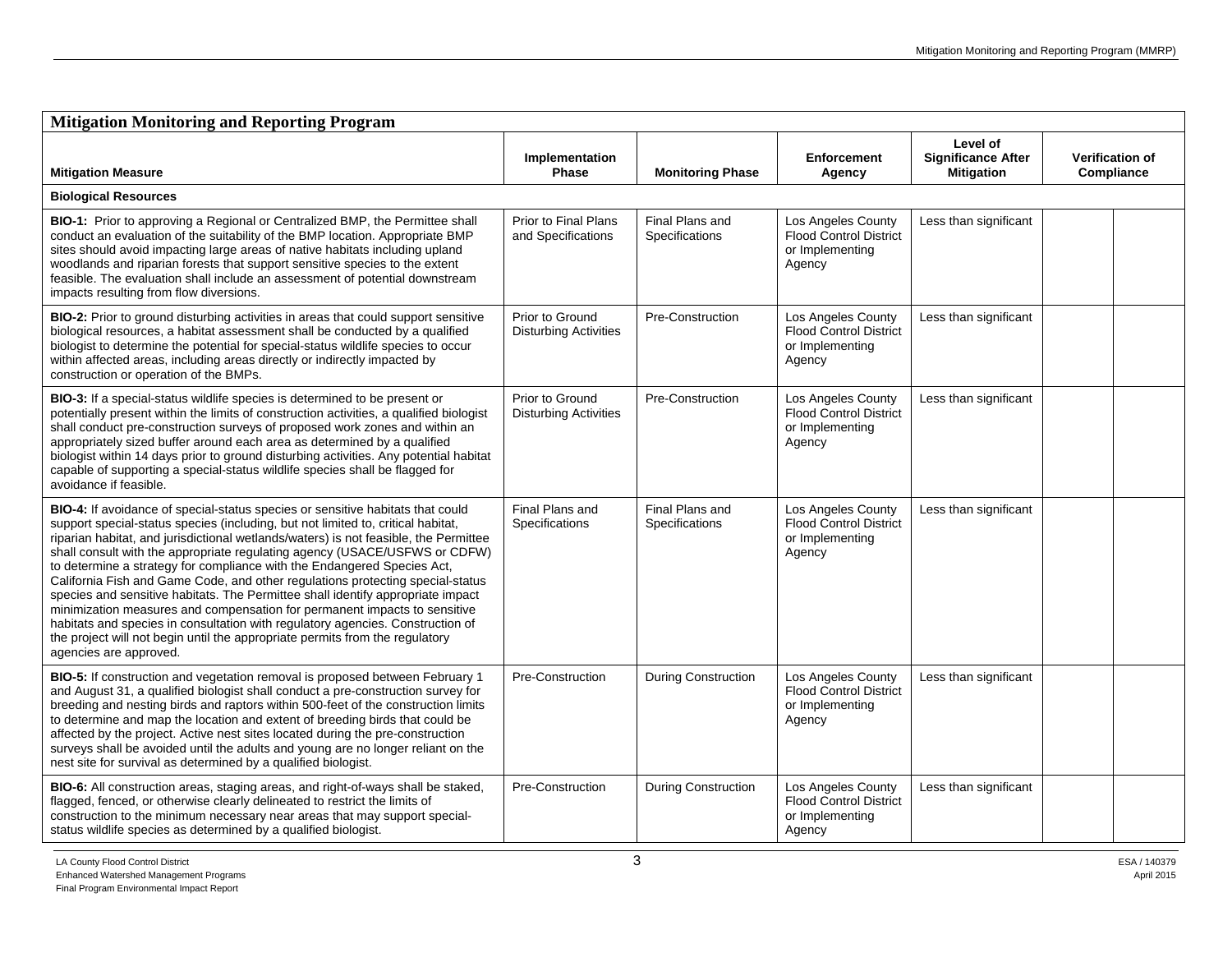| **Mitigation Monitoring and Reporting Program** | | | | | | |
|---|---|---|---|---|---|---|
| **Mitigation Measure** | **Implementation Phase** | **Monitoring Phase** | **Enforcement Agency** | **Level of Significance After Mitigation** | **Verification of Compliance** | |
| **Biological Resources** | | | | | | |
| **BIO-1:** Prior to approving a Regional or Centralized BMP, the Permittee shall conduct an evaluation of the suitability of the BMP location. Appropriate BMP sites should avoid impacting large areas of native habitats including upland woodlands and riparian forests that support sensitive species to the extent feasible. The evaluation shall include an assessment of potential downstream impacts resulting from flow diversions. | Prior to Final Plans and Specifications | Final Plans and Specifications | Los Angeles County Flood Control District or Implementing Agency | Less than significant | | |
| **BIO-2:** Prior to ground disturbing activities in areas that could support sensitive biological resources, a habitat assessment shall be conducted by a qualified biologist to determine the potential for special-status wildlife species to occur within affected areas, including areas directly or indirectly impacted by construction or operation of the BMPs. | Prior to Ground Disturbing Activities | Pre-Construction | Los Angeles County Flood Control District or Implementing Agency | Less than significant | | |
| **BIO-3:** If a special-status wildlife species is determined to be present or potentially present within the limits of construction activities, a qualified biologist shall conduct pre-construction surveys of proposed work zones and within an appropriately sized buffer around each area as determined by a qualified biologist within 14 days prior to ground disturbing activities. Any potential habitat capable of supporting a special-status wildlife species shall be flagged for avoidance if feasible. | Prior to Ground Disturbing Activities | Pre-Construction | Los Angeles County Flood Control District or Implementing Agency | Less than significant | | |
| **BIO-4:** If avoidance of special-status species or sensitive habitats that could support special-status species (including, but not limited to, critical habitat, riparian habitat, and jurisdictional wetlands/waters) is not feasible, the Permittee shall consult with the appropriate regulating agency (USACE/USFWS or CDFW) to determine a strategy for compliance with the Endangered Species Act, California Fish and Game Code, and other regulations protecting special-status species and sensitive habitats. The Permittee shall identify appropriate impact minimization measures and compensation for permanent impacts to sensitive habitats and species in consultation with regulatory agencies. Construction of the project will not begin until the appropriate permits from the regulatory agencies are approved. | Final Plans and Specifications | Final Plans and Specifications | Los Angeles County Flood Control District or Implementing Agency | Less than significant | | |
| **BIO-5:** If construction and vegetation removal is proposed between February 1 and August 31, a qualified biologist shall conduct a pre-construction survey for breeding and nesting birds and raptors within 500-feet of the construction limits to determine and map the location and extent of breeding birds that could be affected by the project. Active nest sites located during the pre-construction surveys shall be avoided until the adults and young are no longer reliant on the nest site for survival as determined by a qualified biologist. | Pre-Construction | During Construction | Los Angeles County Flood Control District or Implementing Agency | Less than significant | | |
| **BIO-6:** All construction areas, staging areas, and right-of-ways shall be staked, flagged, fenced, or otherwise clearly delineated to restrict the limits of construction to the minimum necessary near areas that may support special-status wildlife species as determined by a qualified biologist. | Pre-Construction | During Construction | Los Angeles County Flood Control District or Implementing Agency | Less than significant | | |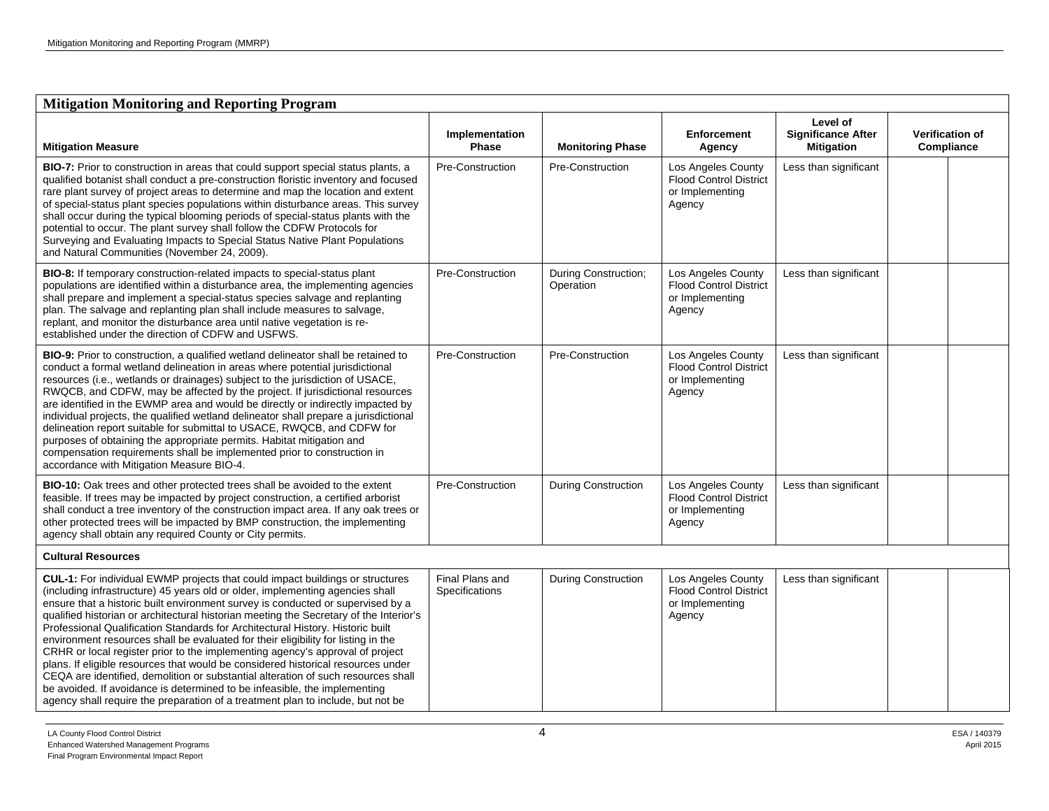## Mitigation Monitoring and Reporting Program

| Mitigation Measure | Implementation Phase | Monitoring Phase | Enforcement Agency | Level of Significance After Mitigation | Verification of Compliance | |
|---|---|---|---|---|---|---|
| **BIO-7:** Prior to construction in areas that could support special status plants, a qualified botanist shall conduct a pre-construction floristic inventory and focused rare plant survey of project areas to determine and map the location and extent of special-status plant species populations within disturbance areas. This survey shall occur during the typical blooming periods of special-status plants with the potential to occur. The plant survey shall follow the CDFW Protocols for Surveying and Evaluating Impacts to Special Status Native Plant Populations and Natural Communities (November 24, 2009). | Pre-Construction | Pre-Construction | Los Angeles County Flood Control District or Implementing Agency | Less than significant | | |
| **BIO-8:** If temporary construction-related impacts to special-status plant populations are identified within a disturbance area, the implementing agencies shall prepare and implement a special-status species salvage and replanting plan. The salvage and replanting plan shall include measures to salvage, replant, and monitor the disturbance area until native vegetation is re-established under the direction of CDFW and USFWS. | Pre-Construction | During Construction; Operation | Los Angeles County Flood Control District or Implementing Agency | Less than significant | | |
| **BIO-9:** Prior to construction, a qualified wetland delineator shall be retained to conduct a formal wetland delineation in areas where potential jurisdictional resources (i.e., wetlands or drainages) subject to the jurisdiction of USACE, RWQCB, and CDFW, may be affected by the project. If jurisdictional resources are identified in the EWMP area and would be directly or indirectly impacted by individual projects, the qualified wetland delineator shall prepare a jurisdictional delineation report suitable for submittal to USACE, RWQCB, and CDFW for purposes of obtaining the appropriate permits. Habitat mitigation and compensation requirements shall be implemented prior to construction in accordance with Mitigation Measure BIO-4. | Pre-Construction | Pre-Construction | Los Angeles County Flood Control District or Implementing Agency | Less than significant | | |
| **BIO-10:** Oak trees and other protected trees shall be avoided to the extent feasible. If trees may be impacted by project construction, a certified arborist shall conduct a tree inventory of the construction impact area. If any oak trees or other protected trees will be impacted by BMP construction, the implementing agency shall obtain any required County or City permits. | Pre-Construction | During Construction | Los Angeles County Flood Control District or Implementing Agency | Less than significant | | |
| **Cultural Resources** | | | | | | |
| **CUL-1:** For individual EWMP projects that could impact buildings or structures (including infrastructure) 45 years old or older, implementing agencies shall ensure that a historic built environment survey is conducted or supervised by a qualified historian or architectural historian meeting the Secretary of the Interior's Professional Qualification Standards for Architectural History. Historic built environment resources shall be evaluated for their eligibility for listing in the CRHR or local register prior to the implementing agency's approval of project plans. If eligible resources that would be considered historical resources under CEQA are identified, demolition or substantial alteration of such resources shall be avoided. If avoidance is determined to be infeasible, the implementing agency shall require the preparation of a treatment plan to include, but not be | Final Plans and Specifications | During Construction | Los Angeles County Flood Control District or Implementing Agency | Less than significant | | |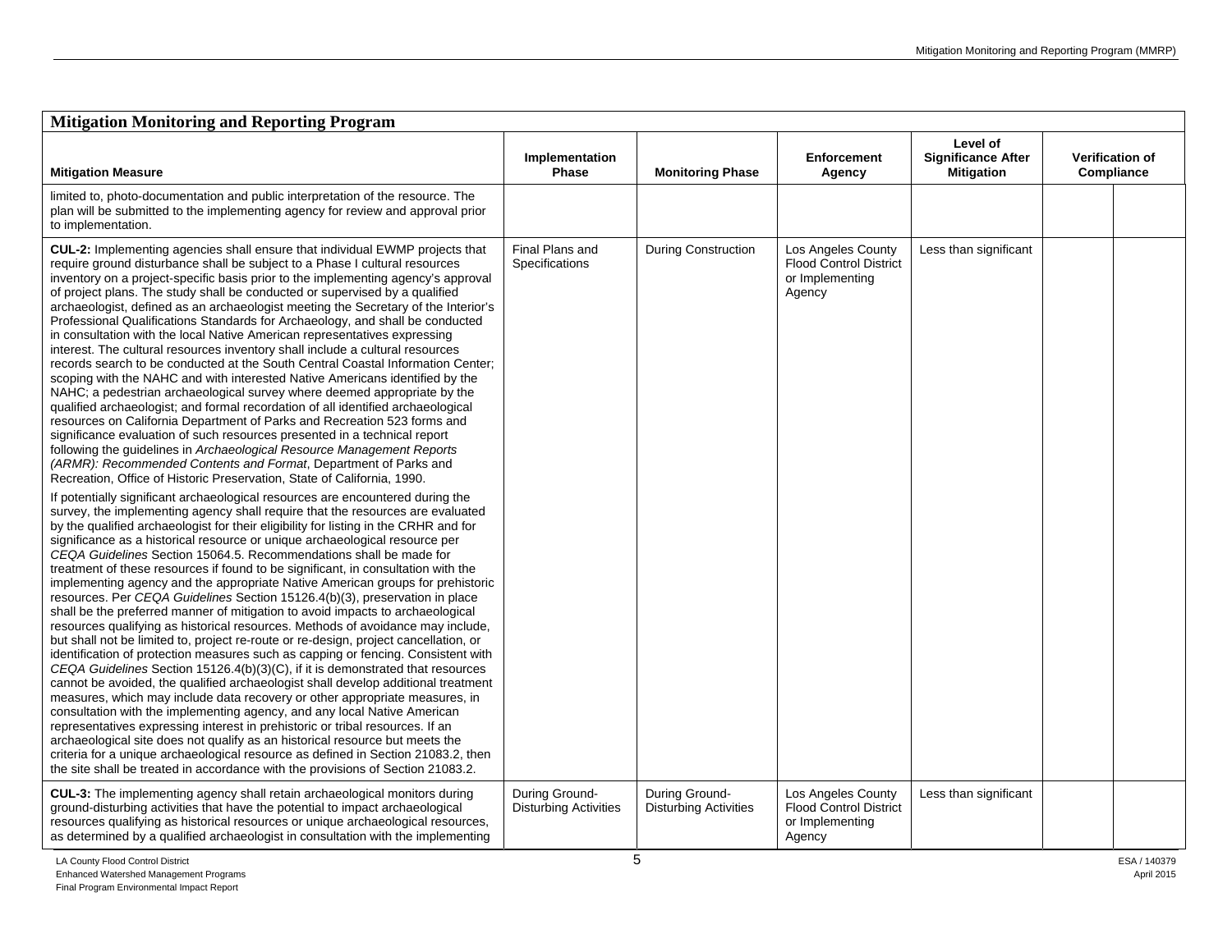| **Mitigation Monitoring and Reporting Program** | | | | | | |
|---|---|---|---|---|---|---|
| **Mitigation Measure** | **Implementation Phase** | **Monitoring Phase** | **Enforcement Agency** | **Level of Significance After Mitigation** | **Verification of Compliance** | |
| limited to, photo-documentation and public interpretation of the resource. The plan will be submitted to the implementing agency for review and approval prior to implementation. | | | | | | |
| **CUL-2:** Implementing agencies shall ensure that individual EWMP projects that require ground disturbance shall be subject to a Phase I cultural resources inventory on a project-specific basis prior to the implementing agency's approval of project plans. The study shall be conducted or supervised by a qualified archaeologist, defined as an archaeologist meeting the Secretary of the Interior's Professional Qualifications Standards for Archaeology, and shall be conducted in consultation with the local Native American representatives expressing interest. The cultural resources inventory shall include a cultural resources records search to be conducted at the South Central Coastal Information Center; scoping with the NAHC and with interested Native Americans identified by the NAHC; a pedestrian archaeological survey where deemed appropriate by the qualified archaeologist; and formal recordation of all identified archaeological resources on California Department of Parks and Recreation 523 forms and significance evaluation of such resources presented in a technical report following the guidelines in *Archaeological Resource Management Reports (ARMR): Recommended Contents and Format*, Department of Parks and Recreation, Office of Historic Preservation, State of California, 1990.<br><br>If potentially significant archaeological resources are encountered during the survey, the implementing agency shall require that the resources are evaluated by the qualified archaeologist for their eligibility for listing in the CRHR and for significance as a historical resource or unique archaeological resource per *CEQA Guidelines* Section 15064.5. Recommendations shall be made for treatment of these resources if found to be significant, in consultation with the implementing agency and the appropriate Native American groups for prehistoric resources. Per *CEQA Guidelines* Section 15126.4(b)(3), preservation in place shall be the preferred manner of mitigation to avoid impacts to archaeological resources qualifying as historical resources. Methods of avoidance may include, but shall not be limited to, project re-route or re-design, project cancellation, or identification of protection measures such as capping or fencing. Consistent with *CEQA Guidelines* Section 15126.4(b)(3)(C), if it is demonstrated that resources cannot be avoided, the qualified archaeologist shall develop additional treatment measures, which may include data recovery or other appropriate measures, in consultation with the implementing agency, and any local Native American representatives expressing interest in prehistoric or tribal resources. If an archaeological site does not qualify as an historical resource but meets the criteria for a unique archaeological resource as defined in Section 21083.2, then the site shall be treated in accordance with the provisions of Section 21083.2. | Final Plans and Specifications | During Construction | Los Angeles County Flood Control District or Implementing Agency | Less than significant | | |
| **CUL-3:** The implementing agency shall retain archaeological monitors during ground-disturbing activities that have the potential to impact archaeological resources qualifying as historical resources or unique archaeological resources, as determined by a qualified archaeologist in consultation with the implementing | During Ground-Disturbing Activities | During Ground-Disturbing Activities | Los Angeles County Flood Control District or Implementing Agency | Less than significant | | |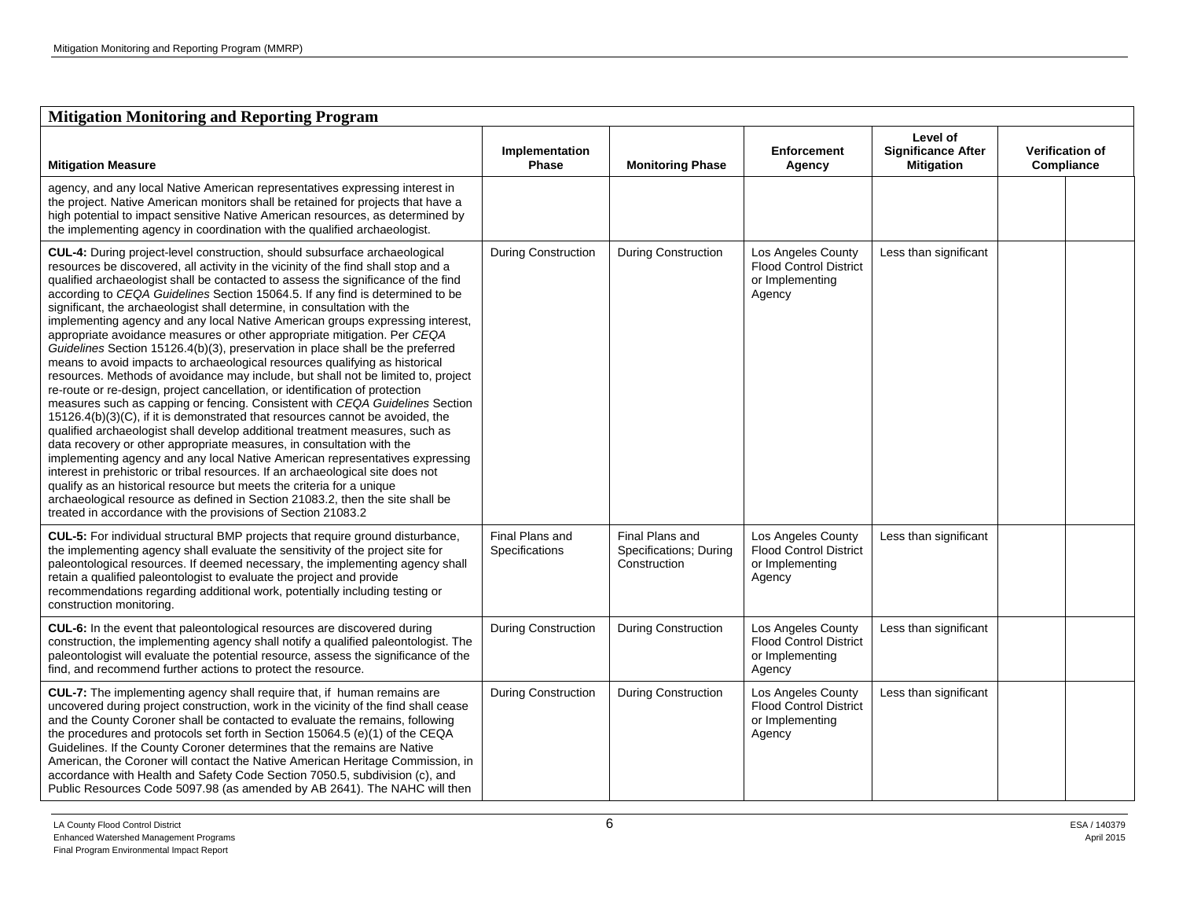## Mitigation Monitoring and Reporting Program

| Mitigation Measure | Implementation Phase | Monitoring Phase | Enforcement Agency | Level of Significance After Mitigation | Verification of Compliance | |
|---|---|---|---|---|---|---|
| agency, and any local Native American representatives expressing interest in the project. Native American monitors shall be retained for projects that have a high potential to impact sensitive Native American resources, as determined by the implementing agency in coordination with the qualified archaeologist. | | | | | | |
| **CUL-4:** During project-level construction, should subsurface archaeological resources be discovered, all activity in the vicinity of the find shall stop and a qualified archaeologist shall be contacted to assess the significance of the find according to *CEQA Guidelines* Section 15064.5. If any find is determined to be significant, the archaeologist shall determine, in consultation with the implementing agency and any local Native American groups expressing interest, appropriate avoidance measures or other appropriate mitigation. Per *CEQA Guidelines* Section 15126.4(b)(3), preservation in place shall be the preferred means to avoid impacts to archaeological resources qualifying as historical resources. Methods of avoidance may include, but shall not be limited to, project re-route or re-design, project cancellation, or identification of protection measures such as capping or fencing. Consistent with *CEQA Guidelines* Section 15126.4(b)(3)(C), if it is demonstrated that resources cannot be avoided, the qualified archaeologist shall develop additional treatment measures, such as data recovery or other appropriate measures, in consultation with the implementing agency and any local Native American representatives expressing interest in prehistoric or tribal resources. If an archaeological site does not qualify as an historical resource but meets the criteria for a unique archaeological resource as defined in Section 21083.2, then the site shall be treated in accordance with the provisions of Section 21083.2 | During Construction | During Construction | Los Angeles County Flood Control District or Implementing Agency | Less than significant | | |
| **CUL-5:** For individual structural BMP projects that require ground disturbance, the implementing agency shall evaluate the sensitivity of the project site for paleontological resources. If deemed necessary, the implementing agency shall retain a qualified paleontologist to evaluate the project and provide recommendations regarding additional work, potentially including testing or construction monitoring. | Final Plans and Specifications | Final Plans and Specifications; During Construction | Los Angeles County Flood Control District or Implementing Agency | Less than significant | | |
| **CUL-6:** In the event that paleontological resources are discovered during construction, the implementing agency shall notify a qualified paleontologist. The paleontologist will evaluate the potential resource, assess the significance of the find, and recommend further actions to protect the resource. | During Construction | During Construction | Los Angeles County Flood Control District or Implementing Agency | Less than significant | | |
| **CUL-7:** The implementing agency shall require that, if human remains are uncovered during project construction, work in the vicinity of the find shall cease and the County Coroner shall be contacted to evaluate the remains, following the procedures and protocols set forth in Section 15064.5 (e)(1) of the CEQA Guidelines. If the County Coroner determines that the remains are Native American, the Coroner will contact the Native American Heritage Commission, in accordance with Health and Safety Code Section 7050.5, subdivision (c), and Public Resources Code 5097.98 (as amended by AB 2641). The NAHC will then | During Construction | During Construction | Los Angeles County Flood Control District or Implementing Agency | Less than significant | | |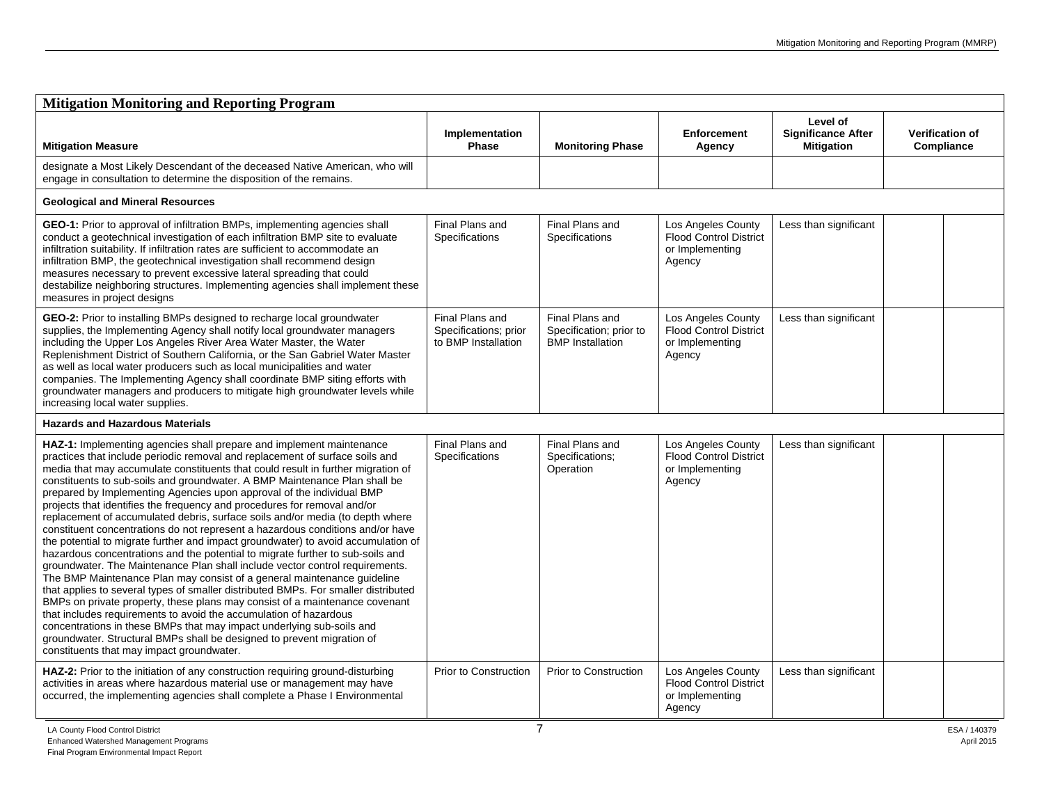| Mitigation Monitoring and Reporting Program | | | | | | |
|---|---|---|---|---|---|---|
| **Mitigation Measure** | **Implementation Phase** | **Monitoring Phase** | **Enforcement Agency** | **Level of Significance After Mitigation** | **Verification of Compliance** | |
| designate a Most Likely Descendant of the deceased Native American, who will engage in consultation to determine the disposition of the remains. | | | | | | |
| **Geological and Mineral Resources** | | | | | | |
| **GEO-1:** Prior to approval of infiltration BMPs, implementing agencies shall conduct a geotechnical investigation of each infiltration BMP site to evaluate infiltration suitability. If infiltration rates are sufficient to accommodate an infiltration BMP, the geotechnical investigation shall recommend design measures necessary to prevent excessive lateral spreading that could destabilize neighboring structures. Implementing agencies shall implement these measures in project designs | Final Plans and Specifications | Final Plans and Specifications | Los Angeles County Flood Control District or Implementing Agency | Less than significant | | |
| **GEO-2:** Prior to installing BMPs designed to recharge local groundwater supplies, the Implementing Agency shall notify local groundwater managers including the Upper Los Angeles River Area Water Master, the Water Replenishment District of Southern California, or the San Gabriel Water Master as well as local water producers such as local municipalities and water companies. The Implementing Agency shall coordinate BMP siting efforts with groundwater managers and producers to mitigate high groundwater levels while increasing local water supplies. | Final Plans and Specifications; prior to BMP Installation | Final Plans and Specification; prior to BMP Installation | Los Angeles County Flood Control District or Implementing Agency | Less than significant | | |
| **Hazards and Hazardous Materials** | | | | | | |
| **HAZ-1:** Implementing agencies shall prepare and implement maintenance practices that include periodic removal and replacement of surface soils and media that may accumulate constituents that could result in further migration of constituents to sub-soils and groundwater. A BMP Maintenance Plan shall be prepared by Implementing Agencies upon approval of the individual BMP projects that identifies the frequency and procedures for removal and/or replacement of accumulated debris, surface soils and/or media (to depth where constituent concentrations do not represent a hazardous conditions and/or have the potential to migrate further and impact groundwater) to avoid accumulation of hazardous concentrations and the potential to migrate further to sub-soils and groundwater. The Maintenance Plan shall include vector control requirements. The BMP Maintenance Plan may consist of a general maintenance guideline that applies to several types of smaller distributed BMPs. For smaller distributed BMPs on private property, these plans may consist of a maintenance covenant that includes requirements to avoid the accumulation of hazardous concentrations in these BMPs that may impact underlying sub-soils and groundwater. Structural BMPs shall be designed to prevent migration of constituents that may impact groundwater. | Final Plans and Specifications | Final Plans and Specifications; Operation | Los Angeles County Flood Control District or Implementing Agency | Less than significant | | |
| **HAZ-2:** Prior to the initiation of any construction requiring ground-disturbing activities in areas where hazardous material use or management may have occurred, the implementing agencies shall complete a Phase I Environmental | Prior to Construction | Prior to Construction | Los Angeles County Flood Control District or Implementing Agency | Less than significant | | |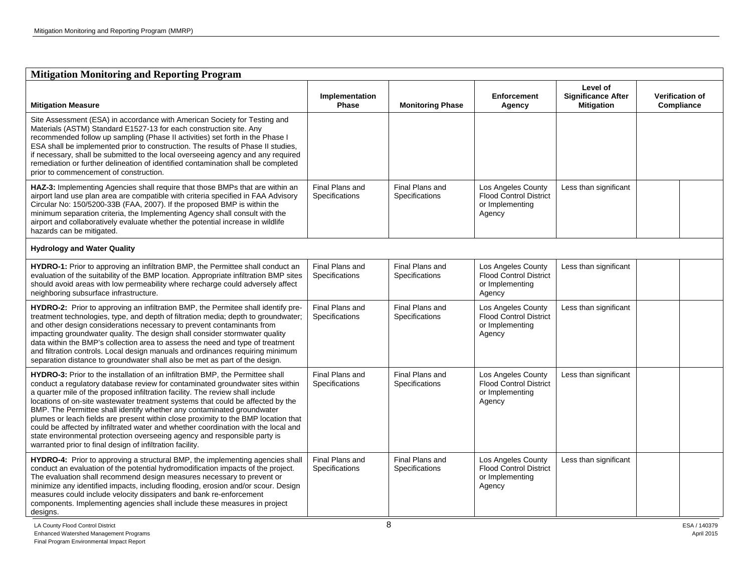| Mitigation Monitoring and Reporting Program | | | | | | |
|---|---|---|---|---|---|---|
| **Mitigation Measure** | **Implementation Phase** | **Monitoring Phase** | **Enforcement Agency** | **Level of Significance After Mitigation** | **Verification of Compliance** | |
| Site Assessment (ESA) in accordance with American Society for Testing and Materials (ASTM) Standard E1527-13 for each construction site. Any recommended follow up sampling (Phase II activities) set forth in the Phase I ESA shall be implemented prior to construction. The results of Phase II studies, if necessary, shall be submitted to the local overseeing agency and any required remediation or further delineation of identified contamination shall be completed prior to commencement of construction. | | | | | | |
| **HAZ-3:** Implementing Agencies shall require that those BMPs that are within an airport land use plan area are compatible with criteria specified in FAA Advisory Circular No: 150/5200-33B (FAA, 2007). If the proposed BMP is within the minimum separation criteria, the Implementing Agency shall consult with the airport and collaboratively evaluate whether the potential increase in wildlife hazards can be mitigated. | Final Plans and Specifications | Final Plans and Specifications | Los Angeles County Flood Control District or Implementing Agency | Less than significant | | |
| **Hydrology and Water Quality** | | | | | | |
| **HYDRO-1:** Prior to approving an infiltration BMP, the Permittee shall conduct an evaluation of the suitability of the BMP location. Appropriate infiltration BMP sites should avoid areas with low permeability where recharge could adversely affect neighboring subsurface infrastructure. | Final Plans and Specifications | Final Plans and Specifications | Los Angeles County Flood Control District or Implementing Agency | Less than significant | | |
| **HYDRO-2:** Prior to approving an infiltration BMP, the Permitee shall identify pre-treatment technologies, type, and depth of filtration media; depth to groundwater; and other design considerations necessary to prevent contaminants from impacting groundwater quality. The design shall consider stormwater quality data within the BMP's collection area to assess the need and type of treatment and filtration controls. Local design manuals and ordinances requiring minimum separation distance to groundwater shall also be met as part of the design. | Final Plans and Specifications | Final Plans and Specifications | Los Angeles County Flood Control District or Implementing Agency | Less than significant | | |
| **HYDRO-3:** Prior to the installation of an infiltration BMP, the Permittee shall conduct a regulatory database review for contaminated groundwater sites within a quarter mile of the proposed infiltration facility. The review shall include locations of on-site wastewater treatment systems that could be affected by the BMP. The Permittee shall identify whether any contaminated groundwater plumes or leach fields are present within close proximity to the BMP location that could be affected by infiltrated water and whether coordination with the local and state environmental protection overseeing agency and responsible party is warranted prior to final design of infiltration facility. | Final Plans and Specifications | Final Plans and Specifications | Los Angeles County Flood Control District or Implementing Agency | Less than significant | | |
| **HYDRO-4:** Prior to approving a structural BMP, the implementing agencies shall conduct an evaluation of the potential hydromodification impacts of the project. The evaluation shall recommend design measures necessary to prevent or minimize any identified impacts, including flooding, erosion and/or scour. Design measures could include velocity dissipaters and bank re-enforcement components. Implementing agencies shall include these measures in project designs. | Final Plans and Specifications | Final Plans and Specifications | Los Angeles County Flood Control District or Implementing Agency | Less than significant | | |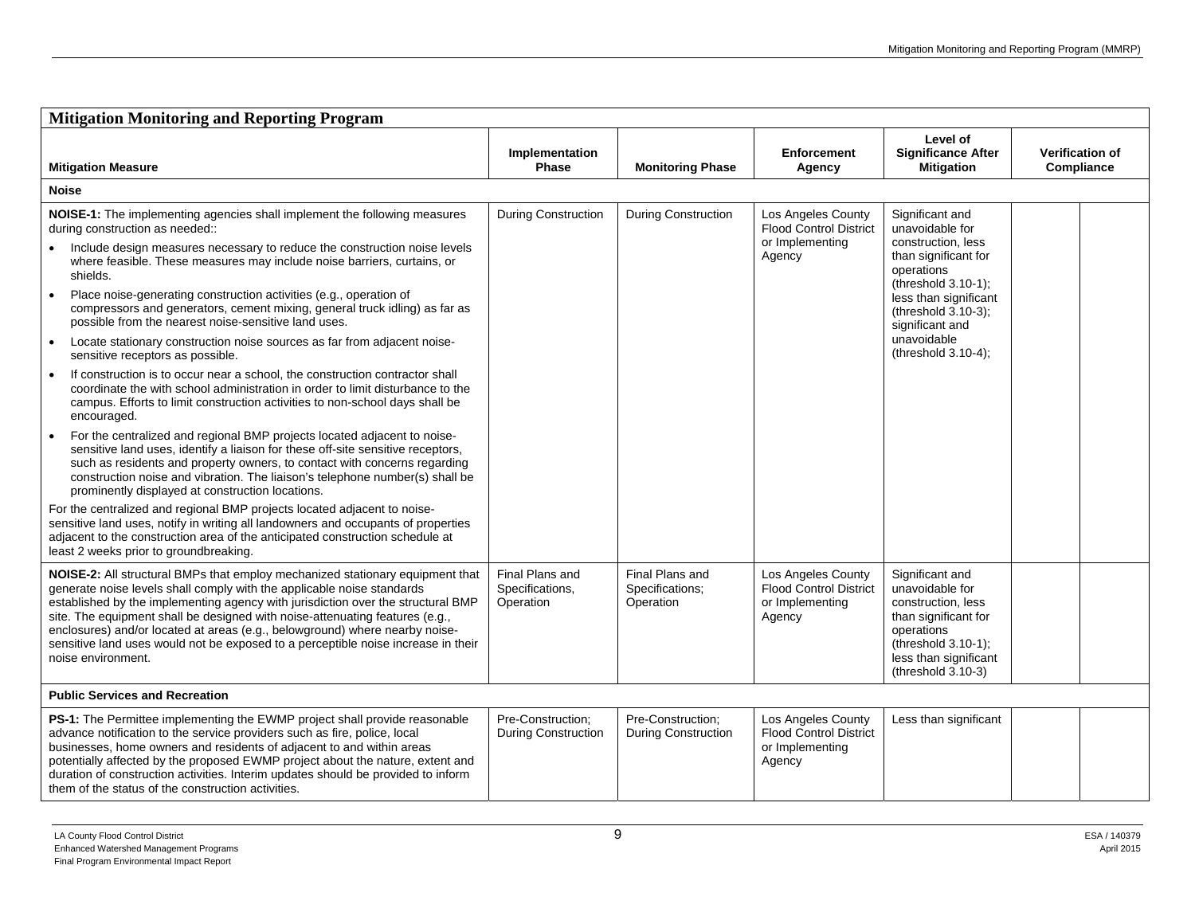| **Mitigation Monitoring and Reporting Program** | | | | | | |
|---|---|---|---|---|---|---|
| **Mitigation Measure** | **Implementation Phase** | **Monitoring Phase** | **Enforcement Agency** | **Level of Significance After Mitigation** | **Verification of Compliance** | |
| **Noise** | | | | | | |
| **NOISE-1:** The implementing agencies shall implement the following measures during construction as needed:: <br>• Include design measures necessary to reduce the construction noise levels where feasible. These measures may include noise barriers, curtains, or shields. <br>• Place noise-generating construction activities (e.g., operation of compressors and generators, cement mixing, general truck idling) as far as possible from the nearest noise-sensitive land uses. <br>• Locate stationary construction noise sources as far from adjacent noise-sensitive receptors as possible. <br>• If construction is to occur near a school, the construction contractor shall coordinate the with school administration in order to limit disturbance to the campus. Efforts to limit construction activities to non-school days shall be encouraged. <br>• For the centralized and regional BMP projects located adjacent to noise-sensitive land uses, identify a liaison for these off-site sensitive receptors, such as residents and property owners, to contact with concerns regarding construction noise and vibration. The liaison's telephone number(s) shall be prominently displayed at construction locations. <br>For the centralized and regional BMP projects located adjacent to noise-sensitive land uses, notify in writing all landowners and occupants of properties adjacent to the construction area of the anticipated construction schedule at least 2 weeks prior to groundbreaking. | During Construction | During Construction | Los Angeles County Flood Control District or Implementing Agency | Significant and unavoidable for construction, less than significant for operations (threshold 3.10-1); less than significant (threshold 3.10-3); significant and unavoidable (threshold 3.10-4); | | |
| **NOISE-2:** All structural BMPs that employ mechanized stationary equipment that generate noise levels shall comply with the applicable noise standards established by the implementing agency with jurisdiction over the structural BMP site. The equipment shall be designed with noise-attenuating features (e.g., enclosures) and/or located at areas (e.g., belowground) where nearby noise-sensitive land uses would not be exposed to a perceptible noise increase in their noise environment. | Final Plans and Specifications, Operation | Final Plans and Specifications; Operation | Los Angeles County Flood Control District or Implementing Agency | Significant and unavoidable for construction, less than significant for operations (threshold 3.10-1); less than significant (threshold 3.10-3) | | |
| **Public Services and Recreation** | | | | | | |
| **PS-1:** The Permittee implementing the EWMP project shall provide reasonable advance notification to the service providers such as fire, police, local businesses, home owners and residents of adjacent to and within areas potentially affected by the proposed EWMP project about the nature, extent and duration of construction activities. Interim updates should be provided to inform them of the status of the construction activities. | Pre-Construction; During Construction | Pre-Construction; During Construction | Los Angeles County Flood Control District or Implementing Agency | Less than significant | | |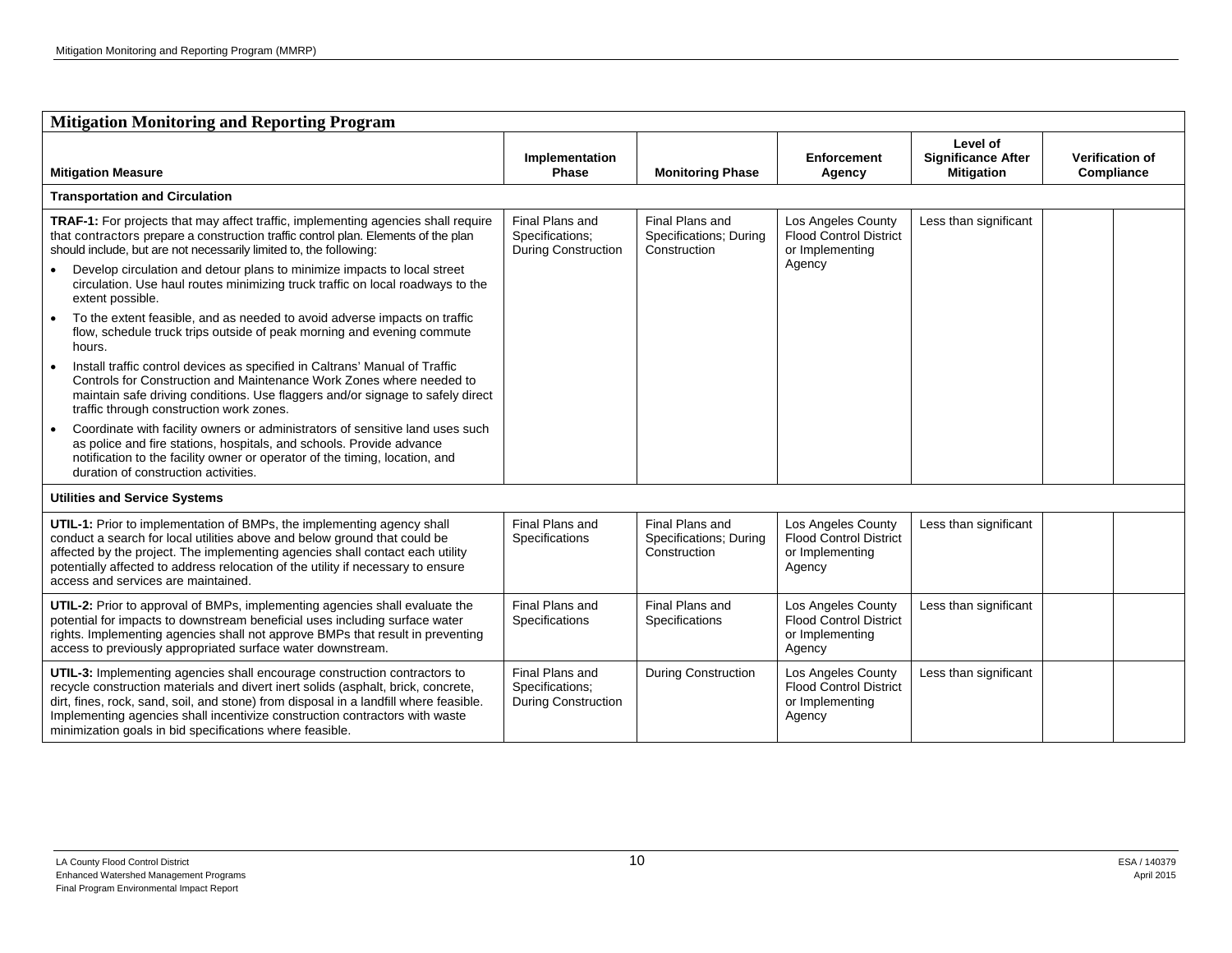| **Mitigation Monitoring and Reporting Program** | | | | | | |
|---|---|---|---|---|---|---|
| **Mitigation Measure** | **Implementation Phase** | **Monitoring Phase** | **Enforcement Agency** | **Level of Significance After Mitigation** | **Verification of Compliance** | |
| **Transportation and Circulation** | | | | | | |
| **TRAF-1:** For projects that may affect traffic, implementing agencies shall require that contractors prepare a construction traffic control plan. Elements of the plan should include, but are not necessarily limited to, the following: <br>• Develop circulation and detour plans to minimize impacts to local street circulation. Use haul routes minimizing truck traffic on local roadways to the extent possible. <br>• To the extent feasible, and as needed to avoid adverse impacts on traffic flow, schedule truck trips outside of peak morning and evening commute hours. <br>• Install traffic control devices as specified in Caltrans' Manual of Traffic Controls for Construction and Maintenance Work Zones where needed to maintain safe driving conditions. Use flaggers and/or signage to safely direct traffic through construction work zones. <br>• Coordinate with facility owners or administrators of sensitive land uses such as police and fire stations, hospitals, and schools. Provide advance notification to the facility owner or operator of the timing, location, and duration of construction activities. | Final Plans and Specifications; During Construction | Final Plans and Specifications; During Construction | Los Angeles County Flood Control District or Implementing Agency | Less than significant | | |
| **Utilities and Service Systems** | | | | | | |
| **UTIL-1:** Prior to implementation of BMPs, the implementing agency shall conduct a search for local utilities above and below ground that could be affected by the project. The implementing agencies shall contact each utility potentially affected to address relocation of the utility if necessary to ensure access and services are maintained. | Final Plans and Specifications | Final Plans and Specifications; During Construction | Los Angeles County Flood Control District or Implementing Agency | Less than significant | | |
| **UTIL-2:** Prior to approval of BMPs, implementing agencies shall evaluate the potential for impacts to downstream beneficial uses including surface water rights. Implementing agencies shall not approve BMPs that result in preventing access to previously appropriated surface water downstream. | Final Plans and Specifications | Final Plans and Specifications | Los Angeles County Flood Control District or Implementing Agency | Less than significant | | |
| **UTIL-3:** Implementing agencies shall encourage construction contractors to recycle construction materials and divert inert solids (asphalt, brick, concrete, dirt, fines, rock, sand, soil, and stone) from disposal in a landfill where feasible. Implementing agencies shall incentivize construction contractors with waste minimization goals in bid specifications where feasible. | Final Plans and Specifications; During Construction | During Construction | Los Angeles County Flood Control District or Implementing Agency | Less than significant | | |